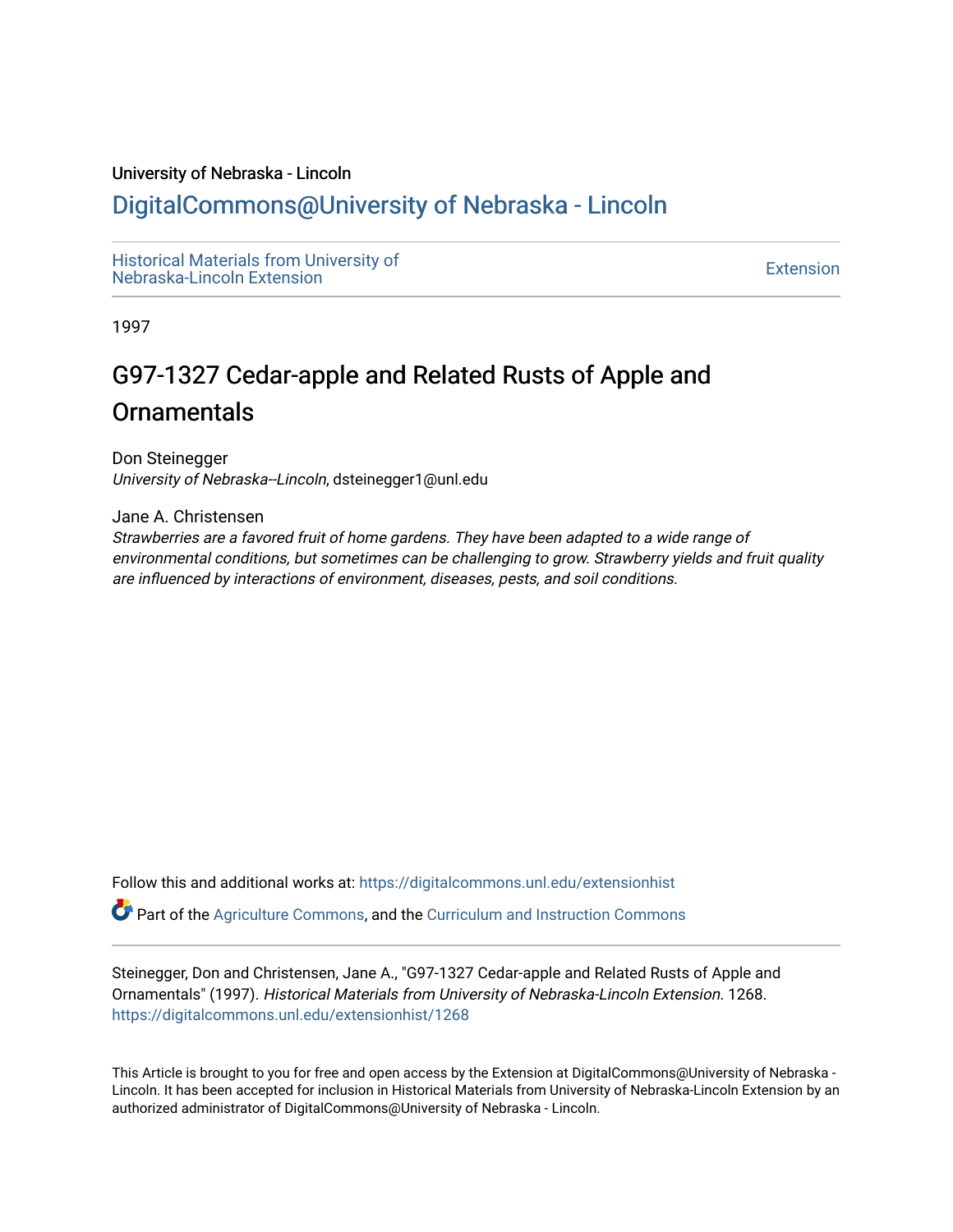University of Nebraska - Lincoln

# DigitalCommons@University of Nebraska - Lincoln

Historical Materials from University of Nebraska-Lincoln Extension

Extension

1997

# G97-1327 Cedar-apple and Related Rusts of Apple and Ornamentals

Don Steinegger
*University of Nebraska--Lincoln*, dsteinegger1@unl.edu

Jane A. Christensen
*Strawberries are a favored fruit of home gardens. They have been adapted to a wide range of environmental conditions, but sometimes can be challenging to grow. Strawberry yields and fruit quality are influenced by interactions of environment, diseases, pests, and soil conditions.*

Follow this and additional works at: https://digitalcommons.unl.edu/extensionhist

Part of the Agriculture Commons, and the Curriculum and Instruction Commons

Steinegger, Don and Christensen, Jane A., "G97-1327 Cedar-apple and Related Rusts of Apple and Ornamentals" (1997). *Historical Materials from University of Nebraska-Lincoln Extension*. 1268.
https://digitalcommons.unl.edu/extensionhist/1268

This Article is brought to you for free and open access by the Extension at DigitalCommons@University of Nebraska - Lincoln. It has been accepted for inclusion in Historical Materials from University of Nebraska-Lincoln Extension by an authorized administrator of DigitalCommons@University of Nebraska - Lincoln.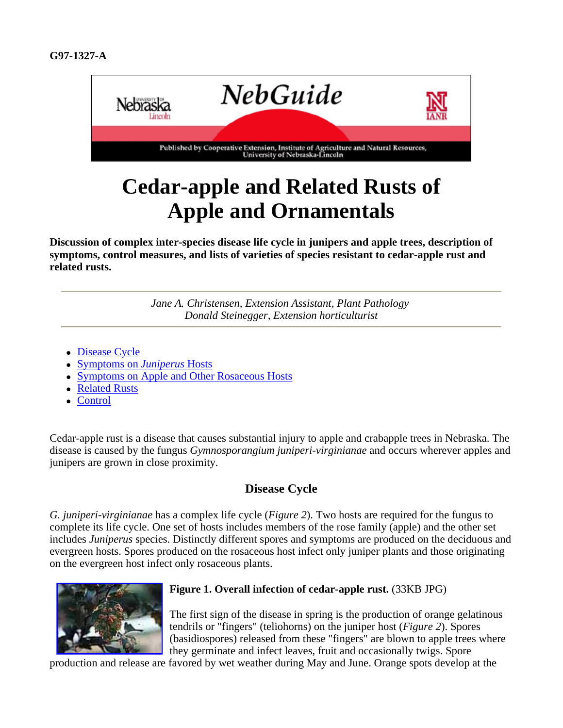G97-1327-A

# Cedar-apple and Related Rusts of Apple and Ornamentals

**Discussion of complex inter-species disease life cycle in junipers and apple trees, description of symptoms, control measures, and lists of varieties of species resistant to cedar-apple rust and related rusts.**

*Jane A. Christensen, Extension Assistant, Plant Pathology*
*Donald Steinegger, Extension horticulturist*

- Disease Cycle
- Symptoms on *Juniperus* Hosts
- Symptoms on Apple and Other Rosaceous Hosts
- Related Rusts
- Control

Cedar-apple rust is a disease that causes substantial injury to apple and crabapple trees in Nebraska. The disease is caused by the fungus *Gymnosporangium juniperi-virginianae* and occurs wherever apples and junipers are grown in close proximity.

## Disease Cycle

*G. juniperi-virginianae* has a complex life cycle (*Figure 2*). Two hosts are required for the fungus to complete its life cycle. One set of hosts includes members of the rose family (apple) and the other set includes *Juniperus* species. Distinctly different spores and symptoms are produced on the deciduous and evergreen hosts. Spores produced on the rosaceous host infect only juniper plants and those originating on the evergreen host infect only rosaceous plants.

**Figure 1. Overall infection of cedar-apple rust.** (33KB JPG)

The first sign of the disease in spring is the production of orange gelatinous tendrils or "fingers" (teliohorns) on the juniper host (*Figure 2*). Spores (basidiospores) released from these "fingers" are blown to apple trees where they germinate and infect leaves, fruit and occasionally twigs. Spore production and release are favored by wet weather during May and June. Orange spots develop at the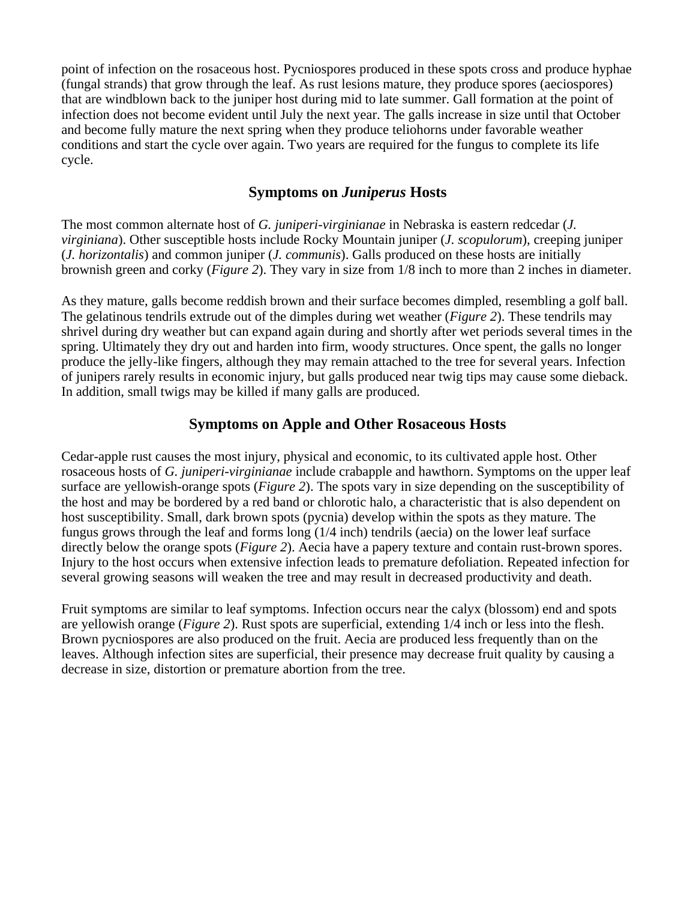point of infection on the rosaceous host. Pycniospores produced in these spots cross and produce hyphae (fungal strands) that grow through the leaf. As rust lesions mature, they produce spores (aeciospores) that are windblown back to the juniper host during mid to late summer. Gall formation at the point of infection does not become evident until July the next year. The galls increase in size until that October and become fully mature the next spring when they produce teliohorns under favorable weather conditions and start the cycle over again. Two years are required for the fungus to complete its life cycle.

## Symptoms on *Juniperus* Hosts

The most common alternate host of *G. juniperi-virginianae* in Nebraska is eastern redcedar (*J. virginiana*). Other susceptible hosts include Rocky Mountain juniper (*J. scopulorum*), creeping juniper (*J. horizontalis*) and common juniper (*J. communis*). Galls produced on these hosts are initially brownish green and corky (*Figure 2*). They vary in size from 1/8 inch to more than 2 inches in diameter.

As they mature, galls become reddish brown and their surface becomes dimpled, resembling a golf ball. The gelatinous tendrils extrude out of the dimples during wet weather (*Figure 2*). These tendrils may shrivel during dry weather but can expand again during and shortly after wet periods several times in the spring. Ultimately they dry out and harden into firm, woody structures. Once spent, the galls no longer produce the jelly-like fingers, although they may remain attached to the tree for several years. Infection of junipers rarely results in economic injury, but galls produced near twig tips may cause some dieback. In addition, small twigs may be killed if many galls are produced.

## Symptoms on Apple and Other Rosaceous Hosts

Cedar-apple rust causes the most injury, physical and economic, to its cultivated apple host. Other rosaceous hosts of *G. juniperi-virginianae* include crabapple and hawthorn. Symptoms on the upper leaf surface are yellowish-orange spots (*Figure 2*). The spots vary in size depending on the susceptibility of the host and may be bordered by a red band or chlorotic halo, a characteristic that is also dependent on host susceptibility. Small, dark brown spots (pycnia) develop within the spots as they mature. The fungus grows through the leaf and forms long (1/4 inch) tendrils (aecia) on the lower leaf surface directly below the orange spots (*Figure 2*). Aecia have a papery texture and contain rust-brown spores. Injury to the host occurs when extensive infection leads to premature defoliation. Repeated infection for several growing seasons will weaken the tree and may result in decreased productivity and death.

Fruit symptoms are similar to leaf symptoms. Infection occurs near the calyx (blossom) end and spots are yellowish orange (*Figure 2*). Rust spots are superficial, extending 1/4 inch or less into the flesh. Brown pycniospores are also produced on the fruit. Aecia are produced less frequently than on the leaves. Although infection sites are superficial, their presence may decrease fruit quality by causing a decrease in size, distortion or premature abortion from the tree.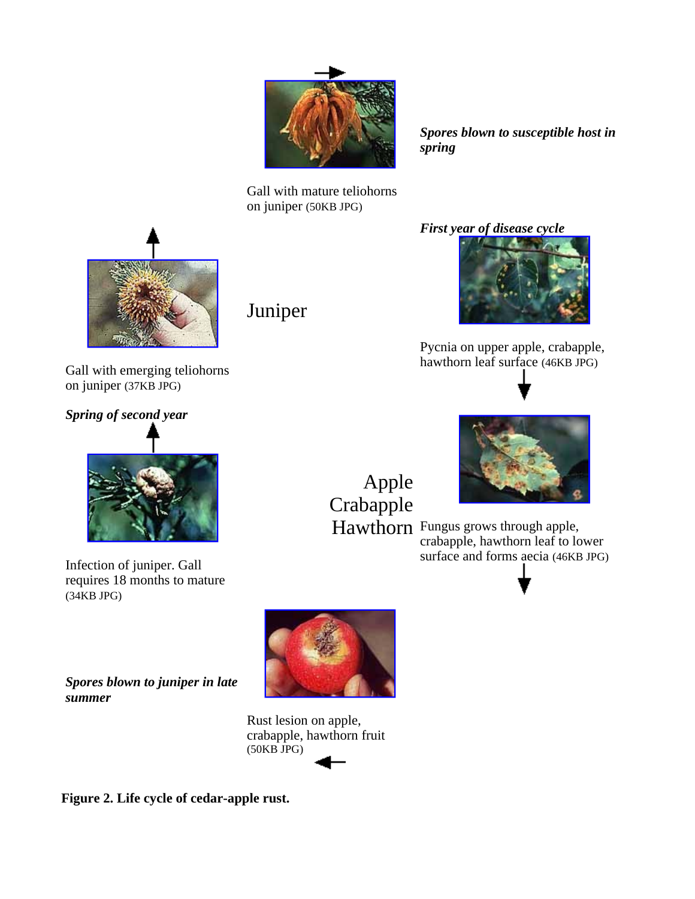Spores blown to susceptible host in spring

Gall with mature teliohorns on juniper (50KB JPG)

First year of disease cycle

Juniper

Pycnia on upper apple, crabapple, hawthorn leaf surface (46KB JPG)

Gall with emerging teliohorns on juniper (37KB JPG)

Spring of second year

Apple
Crabapple
Hawthorn

Fungus grows through apple, crabapple, hawthorn leaf to lower surface and forms aecia (46KB JPG)

Infection of juniper. Gall requires 18 months to mature (34KB JPG)

Spores blown to juniper in late summer

Rust lesion on apple, crabapple, hawthorn fruit (50KB JPG)

**Figure 2. Life cycle of cedar-apple rust.**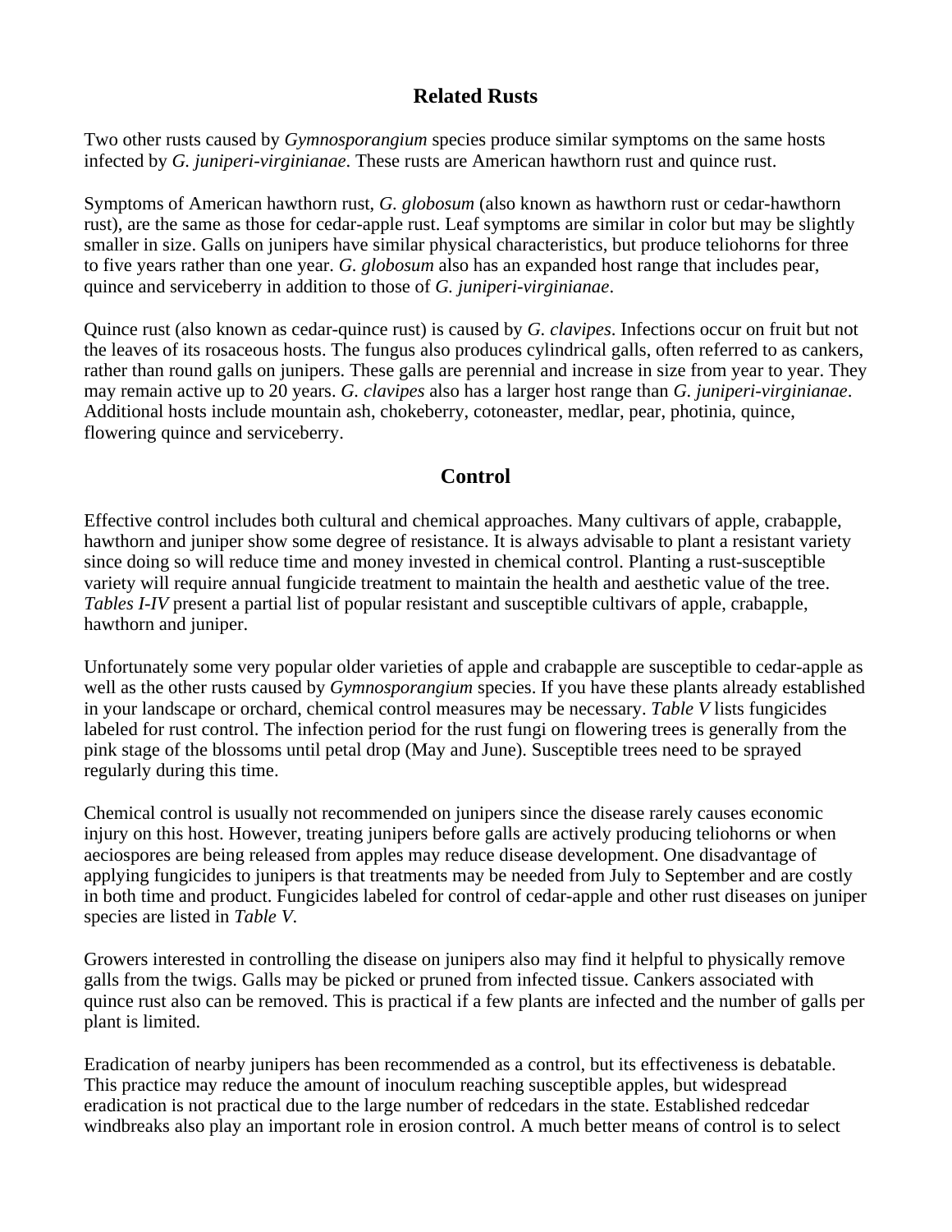## Related Rusts

Two other rusts caused by *Gymnosporangium* species produce similar symptoms on the same hosts infected by *G. juniperi-virginianae*. These rusts are American hawthorn rust and quince rust.

Symptoms of American hawthorn rust, *G. globosum* (also known as hawthorn rust or cedar-hawthorn rust), are the same as those for cedar-apple rust. Leaf symptoms are similar in color but may be slightly smaller in size. Galls on junipers have similar physical characteristics, but produce teliohorns for three to five years rather than one year. *G. globosum* also has an expanded host range that includes pear, quince and serviceberry in addition to those of *G. juniperi-virginianae*.

Quince rust (also known as cedar-quince rust) is caused by *G. clavipes*. Infections occur on fruit but not the leaves of its rosaceous hosts. The fungus also produces cylindrical galls, often referred to as cankers, rather than round galls on junipers. These galls are perennial and increase in size from year to year. They may remain active up to 20 years. *G. clavipes* also has a larger host range than *G. juniperi-virginianae*. Additional hosts include mountain ash, chokeberry, cotoneaster, medlar, pear, photinia, quince, flowering quince and serviceberry.

## Control

Effective control includes both cultural and chemical approaches. Many cultivars of apple, crabapple, hawthorn and juniper show some degree of resistance. It is always advisable to plant a resistant variety since doing so will reduce time and money invested in chemical control. Planting a rust-susceptible variety will require annual fungicide treatment to maintain the health and aesthetic value of the tree. *Tables I-IV* present a partial list of popular resistant and susceptible cultivars of apple, crabapple, hawthorn and juniper.

Unfortunately some very popular older varieties of apple and crabapple are susceptible to cedar-apple as well as the other rusts caused by *Gymnosporangium* species. If you have these plants already established in your landscape or orchard, chemical control measures may be necessary. *Table V* lists fungicides labeled for rust control. The infection period for the rust fungi on flowering trees is generally from the pink stage of the blossoms until petal drop (May and June). Susceptible trees need to be sprayed regularly during this time.

Chemical control is usually not recommended on junipers since the disease rarely causes economic injury on this host. However, treating junipers before galls are actively producing teliohorns or when aeciospores are being released from apples may reduce disease development. One disadvantage of applying fungicides to junipers is that treatments may be needed from July to September and are costly in both time and product. Fungicides labeled for control of cedar-apple and other rust diseases on juniper species are listed in *Table V*.

Growers interested in controlling the disease on junipers also may find it helpful to physically remove galls from the twigs. Galls may be picked or pruned from infected tissue. Cankers associated with quince rust also can be removed. This is practical if a few plants are infected and the number of galls per plant is limited.

Eradication of nearby junipers has been recommended as a control, but its effectiveness is debatable. This practice may reduce the amount of inoculum reaching susceptible apples, but widespread eradication is not practical due to the large number of redcedars in the state. Established redcedar windbreaks also play an important role in erosion control. A much better means of control is to select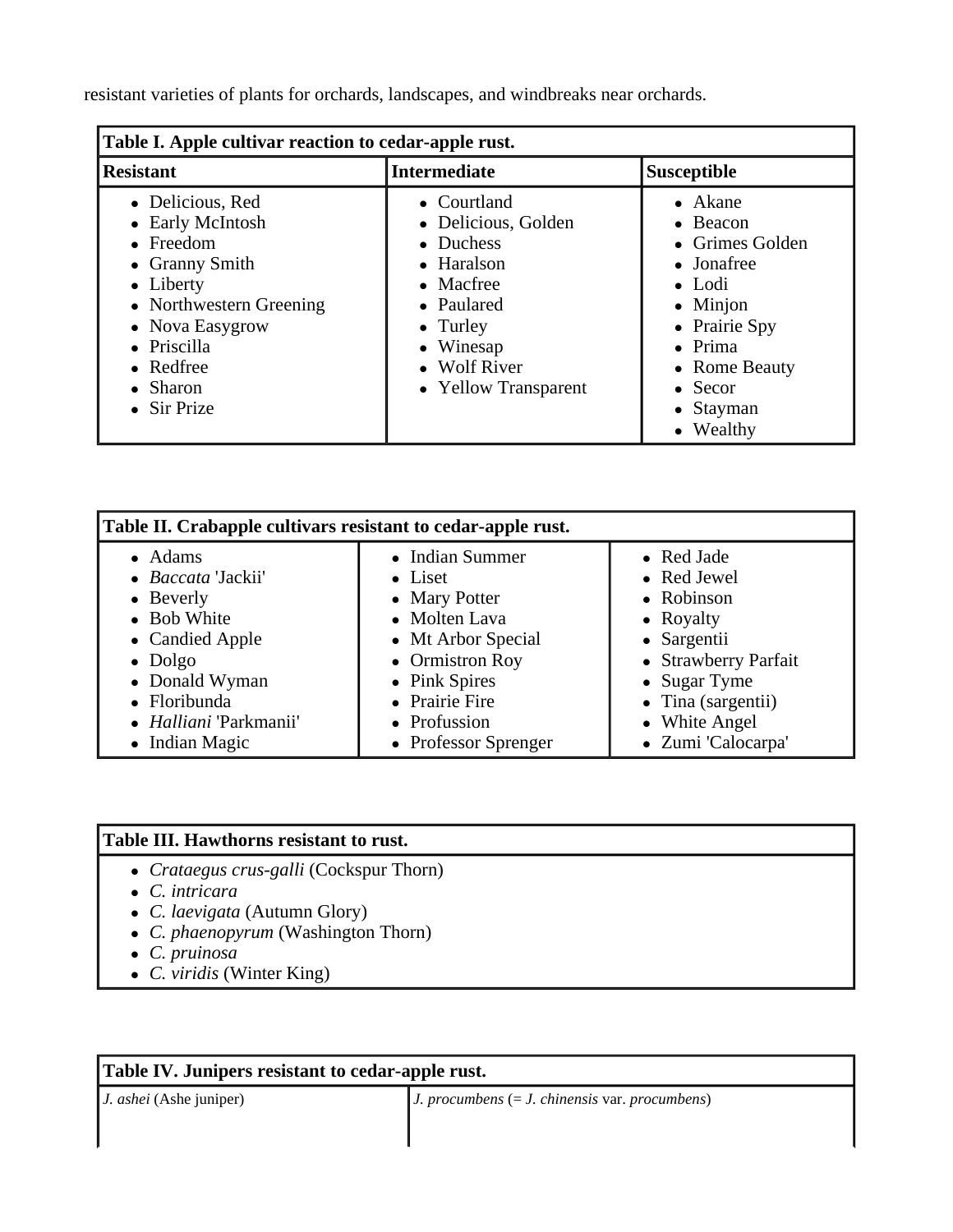resistant varieties of plants for orchards, landscapes, and windbreaks near orchards.

| Table I. Apple cultivar reaction to cedar-apple rust. | | |
|---|---|---|
| **Resistant** | **Intermediate** | **Susceptible** |
| Delicious, Red | Courtland | Akane |
| Early McIntosh | Delicious, Golden | Beacon |
| Freedom | Duchess | Grimes Golden |
| Granny Smith | Haralson | Jonafree |
| Liberty | Macfree | Lodi |
| Northwestern Greening | Paulared | Minjon |
| Nova Easygrow | Turley | Prairie Spy |
| Priscilla | Winesap | Prima |
| Redfree | Wolf River | Rome Beauty |
| Sharon | Yellow Transparent | Secor |
| Sir Prize | | Stayman |
| | | Wealthy |

| Table II. Crabapple cultivars resistant to cedar-apple rust. | | |
|---|---|---|
| Adams | Indian Summer | Red Jade |
| *Baccata* 'Jackii' | Liset | Red Jewel |
| Beverly | Mary Potter | Robinson |
| Bob White | Molten Lava | Royalty |
| Candied Apple | Mt Arbor Special | Sargentii |
| Dolgo | Ormistron Roy | Strawberry Parfait |
| Donald Wyman | Pink Spires | Sugar Tyme |
| Floribunda | Prairie Fire | Tina (sargentii) |
| *Halliani* 'Parkmanii' | Profusion | White Angel |
| Indian Magic | Professor Sprenger | Zumi 'Calocarpa' |

**Table III. Hawthorns resistant to rust.**

- *Crataegus crus-galli* (Cockspur Thorn)
- *C. intricara*
- *C. laevigata* (Autumn Glory)
- *C. phaenopyrum* (Washington Thorn)
- *C. pruinosa*
- *C. viridis* (Winter King)

| Table IV. Junipers resistant to cedar-apple rust. | |
|---|---|
| *J. ashei* (Ashe juniper) | *J. procumbens* (= *J. chinensis* var. *procumbens*) |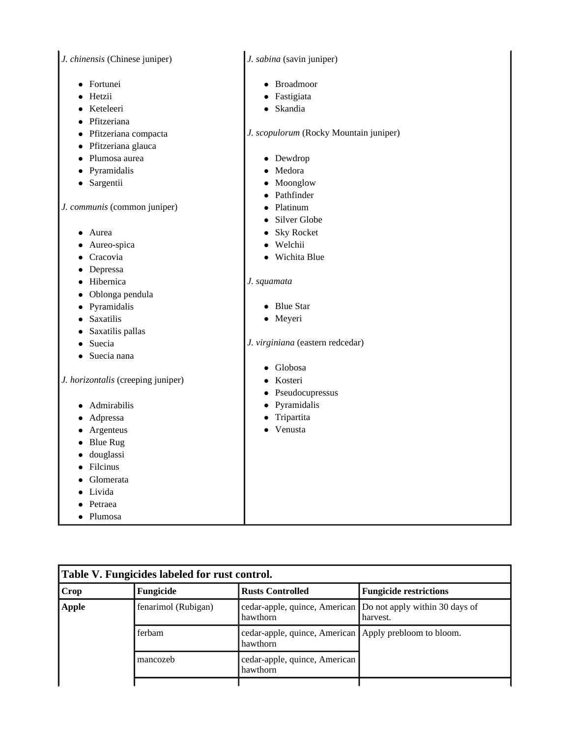*J. chinensis* (Chinese juniper)

- Fortunei
- Hetzii
- Keteleeri
- Pfitzeriana
- Pfitzeriana compacta
- Pfitzeriana glauca
- Plumosa aurea
- Pyramidalis
- Sargentii

*J. communis* (common juniper)

- Aurea
- Aureo-spica
- Cracovia
- Depressa
- Hibernica
- Oblonga pendula
- Pyramidalis
- Saxatilis
- Saxatilis pallas
- Suecia
- Suecia nana

*J. horizontalis* (creeping juniper)

- Admirabilis
- Adpressa
- Argenteus
- Blue Rug
- douglassi
- Filcinus
- Glomerata
- Livida
- Petraea
- Plumosa

*J. sabina* (savin juniper)

- Broadmoor
- Fastigiata
- Skandia

*J. scopulorum* (Rocky Mountain juniper)

- Dewdrop
- Medora
- Moonglow
- Pathfinder
- Platinum
- Silver Globe
- Sky Rocket
- Welchii
- Wichita Blue

*J. squamata*

- Blue Star
- Meyeri

*J. virginiana* (eastern redcedar)

- Globosa
- Kosteri
- Pseudocupressus
- Pyramidalis
- Tripartita
- Venusta

**Table V. Fungicides labeled for rust control.**

| Crop | Fungicide | Rusts Controlled | Fungicide restrictions |
|---|---|---|---|
| **Apple** | fenarimol (Rubigan) | cedar-apple, quince, American hawthorn | Do not apply within 30 days of harvest. |
| | ferbam | cedar-apple, quince, American hawthorn | Apply prebloom to bloom. |
| | mancozeb | cedar-apple, quince, American hawthorn | |
| | | | |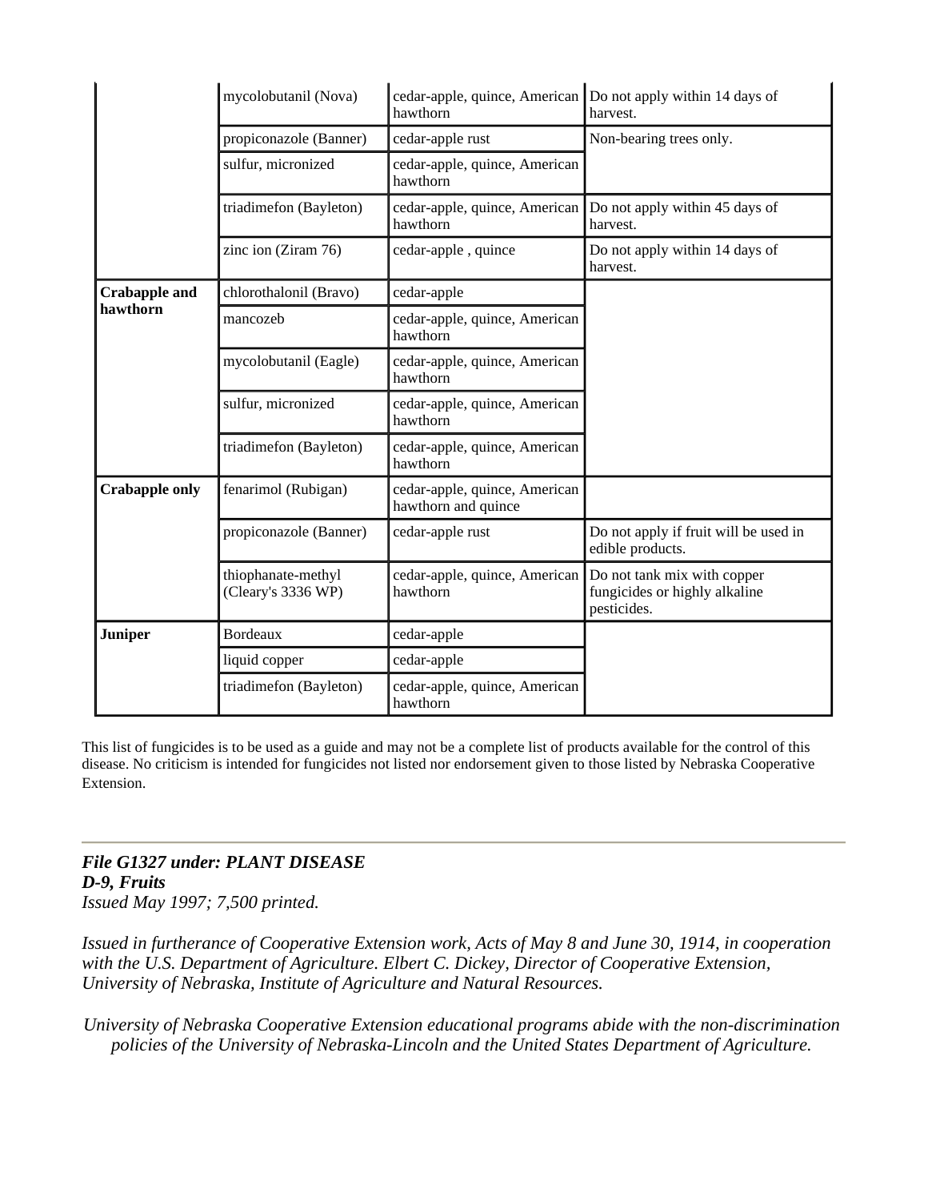| | | | |
|---|---|---|---|
| | mycolobutanil (Nova) | cedar-apple, quince, American hawthorn | Do not apply within 14 days of harvest. |
| | propiconazole (Banner) | cedar-apple rust | Non-bearing trees only. |
| | sulfur, micronized | cedar-apple, quince, American hawthorn | |
| | triadimefon (Bayleton) | cedar-apple, quince, American hawthorn | Do not apply within 45 days of harvest. |
| | zinc ion (Ziram 76) | cedar-apple , quince | Do not apply within 14 days of harvest. |
| **Crabapple and hawthorn** | chlorothalonil (Bravo) | cedar-apple | |
| | mancozeb | cedar-apple, quince, American hawthorn | |
| | mycolobutanil (Eagle) | cedar-apple, quince, American hawthorn | |
| | sulfur, micronized | cedar-apple, quince, American hawthorn | |
| | triadimefon (Bayleton) | cedar-apple, quince, American hawthorn | |
| **Crabapple only** | fenarimol (Rubigan) | cedar-apple, quince, American hawthorn and quince | |
| | propiconazole (Banner) | cedar-apple rust | Do not apply if fruit will be used in edible products. |
| | thiophanate-methyl (Cleary's 3336 WP) | cedar-apple, quince, American hawthorn | Do not tank mix with copper fungicides or highly alkaline pesticides. |
| **Juniper** | Bordeaux | cedar-apple | |
| | liquid copper | cedar-apple | |
| | triadimefon (Bayleton) | cedar-apple, quince, American hawthorn | |

This list of fungicides is to be used as a guide and may not be a complete list of products available for the control of this disease. No criticism is intended for fungicides not listed nor endorsement given to those listed by Nebraska Cooperative Extension.

---

***File G1327 under: PLANT DISEASE***
***D-9, Fruits***
*Issued May 1997; 7,500 printed.*

*Issued in furtherance of Cooperative Extension work, Acts of May 8 and June 30, 1914, in cooperation with the U.S. Department of Agriculture. Elbert C. Dickey, Director of Cooperative Extension, University of Nebraska, Institute of Agriculture and Natural Resources.*

*University of Nebraska Cooperative Extension educational programs abide with the non-discrimination policies of the University of Nebraska-Lincoln and the United States Department of Agriculture.*